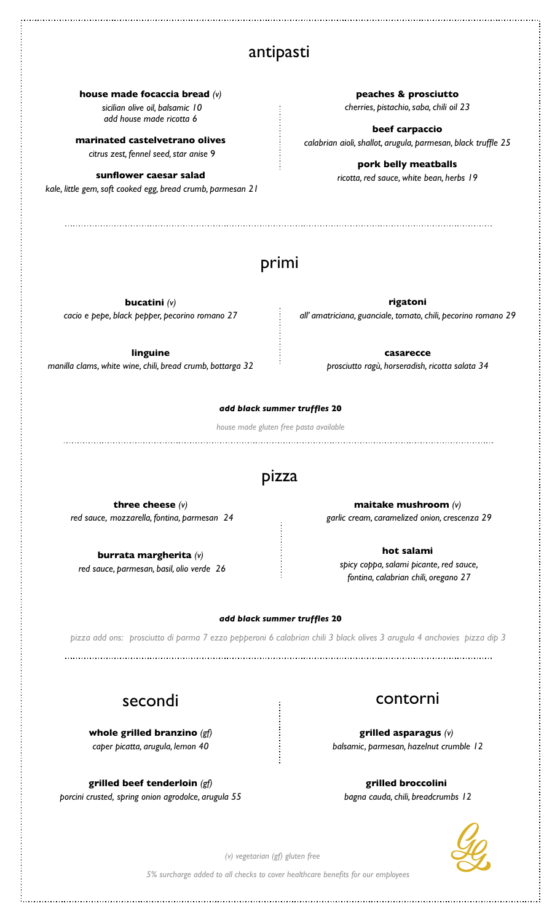## antipasti

**house made focaccia bread** *(v)*
*sicilian olive oil, balsamic 10*
*add house made ricotta 6*

**marinated castelvetrano olives**
*citrus zest, fennel seed, star anise 9*

**sunflower caesar salad**
*kale, little gem, soft cooked egg, bread crumb, parmesan 21*

**peaches & prosciutto**
*cherries, pistachio, saba, chili oil 23*

**beef carpaccio**
*calabrian aioli, shallot, arugula, parmesan, black truffle 25*

**pork belly meatballs**
*ricotta, red sauce, white bean, herbs 19*

## primi

**bucatini** *(v)*
*cacio e pepe, black pepper, pecorino romano 27*

**linguine**
*manilla clams, white wine, chili, bread crumb, bottarga 32*

**rigatoni**
*all' amatriciana, guanciale, tomato, chili, pecorino romano 29*

**casarecce**
*prosciutto ragù, horseradish, ricotta salata 34*

***add black summer truffles* 20**

*house made gluten free pasta available*

## pizza

**three cheese** *(v)*
*red sauce, mozzarella, fontina, parmesan 24*

**burrata margherita** *(v)*
*red sauce, parmesan, basil, olio verde 26*

**maitake mushroom** *(v)*
*garlic cream, caramelized onion, crescenza 29*

**hot salami**
*spicy coppa, salami picante, red sauce, fontina, calabrian chili, oregano 27*

***add black summer truffles* 20**

*pizza add ons: prosciutto di parma 7 ezzo pepperoni 6 calabrian chili 3 black olives 3 arugula 4 anchovies pizza dip 3*

## secondi

**whole grilled branzino** *(gf)*
*caper picatta, arugula, lemon 40*

**grilled beef tenderloin** *(gf)*
*porcini crusted, spring onion agrodolce, arugula 55*

## contorni

**grilled asparagus** *(v)*
*balsamic, parmesan, hazelnut crumble 12*

**grilled broccolini**
*bagna cauda, chili, breadcrumbs 12*

*(v) vegetarian (gf) gluten free*

*5% surcharge added to all checks to cover healthcare benefits for our employees*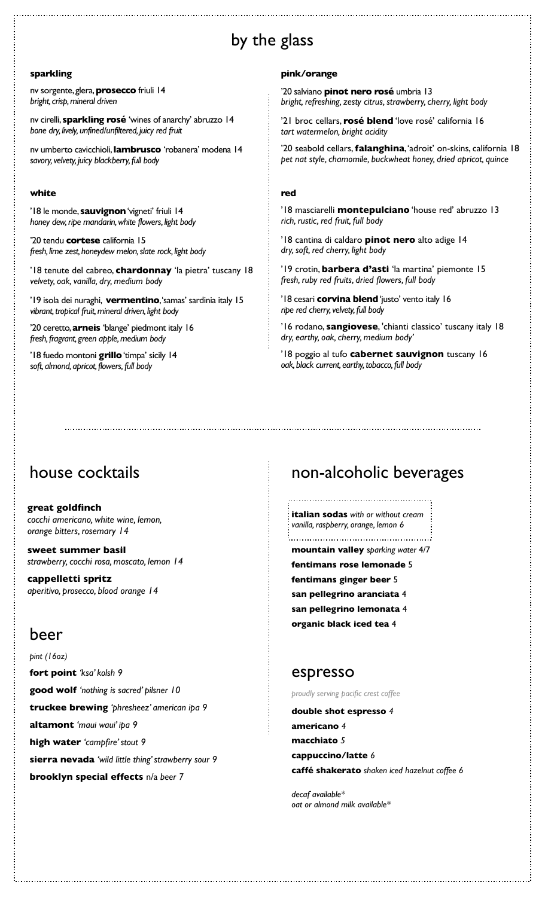# by the glass

### sparkling

nv sorgente, glera, **prosecco** friuli 14
*bright, crisp, mineral driven*

nv cirelli, **sparkling rosé** 'wines of anarchy' abruzzo 14
*bone dry, lively, unfined/unfiltered, juicy red fruit*

nv umberto cavicchioli, **lambrusco** 'robanera' modena 14
*savory, velvety, juicy blackberry, full body*

### white

'18 le monde, **sauvignon** 'vigneti' friuli 14
*honey dew, ripe mandarin, white flowers, light body*

'20 tendu **cortese** california 15
*fresh, lime zest, honeydew melon, slate rock, light body*

'18 tenute del cabreo, **chardonnay** 'la pietra' tuscany 18
*velvety, oak, vanilla, dry, medium body*

'19 isola dei nuraghi, **vermentino**, 'samas' sardinia italy 15
*vibrant, tropical fruit, mineral driven, light body*

'20 ceretto, **arneis** 'blange' piedmont italy 16
*fresh, fragrant, green apple, medium body*

'18 fuedo montoni **grillo** 'timpa' sicily 14
*soft, almond, apricot, flowers, full body*

### pink/orange

'20 salviano **pinot nero rosé** umbria 13
*bright, refreshing, zesty citrus, strawberry, cherry, light body*

'21 broc cellars, **rosé blend** 'love rosé' california 16
*tart watermelon, bright acidity*

'20 seabold cellars, **falanghina**, 'adroit' on-skins, california 18
*pet nat style, chamomile, buckwheat honey, dried apricot, quince*

### red

'18 masciarelli **montepulciano** 'house red' abruzzo 13
*rich, rustic, red fruit, full body*

'18 cantina di caldaro **pinot nero** alto adige 14
*dry, soft, red cherry, light body*

'19 crotin, **barbera d'asti** 'la martina' piemonte 15
*fresh, ruby red fruits, dried flowers, full body*

'18 cesari **corvina blend** 'justo' vento italy 16
*ripe red cherry, velvety, full body*

'16 rodano, **sangiovese**, 'chianti classico' tuscany italy 18
*dry, earthy, oak, cherry, medium body'*

'18 poggio al tufo **cabernet sauvignon** tuscany 16
*oak, black current, earthy, tobacco, full body*

## house cocktails

**great goldfinch**
*cocchi americano, white wine, lemon, orange bitters, rosemary 14*

**sweet summer basil**
*strawberry, cocchi rosa, moscato, lemon 14*

**cappelletti spritz**
*aperitivo, prosecco, blood orange 14*

## beer

*pint (16oz)*

**fort point** *'ksa' kolsh 9*

**good wolf** *'nothing is sacred' pilsner 10*

**truckee brewing** *'phresheez' american ipa 9*

**altamont** *'maui waui' ipa 9*

**high water** *'campfire' stout 9*

**sierra nevada** *'wild little thing' strawberry sour 9*

**brooklyn special effects** n/a *beer 7*

## non-alcoholic beverages

**italian sodas** *with or without cream*
*vanilla, raspberry, orange, lemon 6*

**mountain valley** *sparking water* 4/7

**fentimans rose lemonade** 5

**fentimans ginger beer** 5

**san pellegrino aranciata** 4

**san pellegrino lemonata** 4

**organic black iced tea** 4

## espresso

*proudly serving pacific crest coffee*

**double shot espresso** *4*

**americano** *4*

**macchiato** *5*

**cappuccino/latte** *6*

**caffé shakerato** *shaken iced hazelnut coffee 6*

*decaf available\**
*oat or almond milk available\**